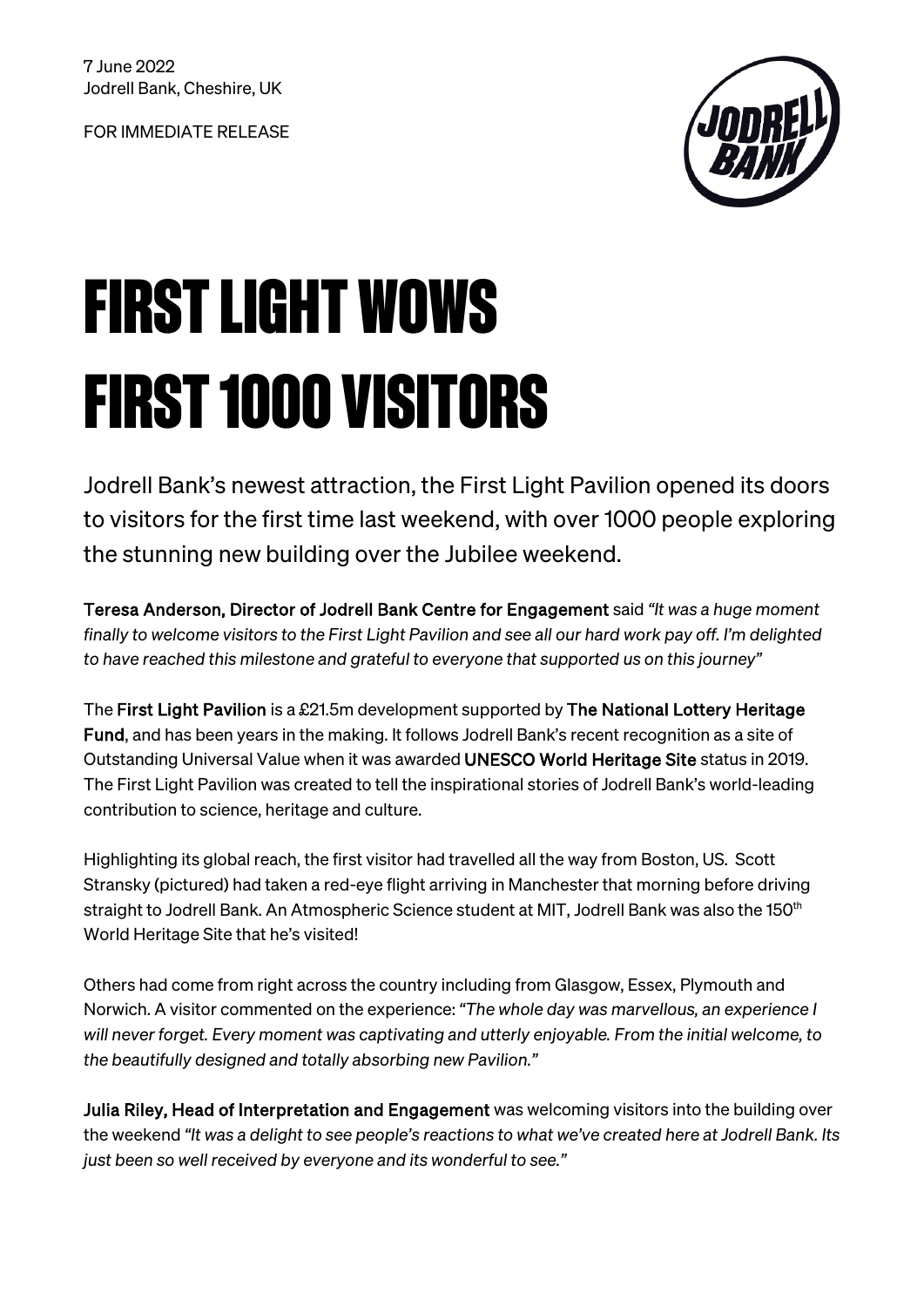7 June 2022
Jodrell Bank, Cheshire, UK

FOR IMMEDIATE RELEASE

# FIRST LIGHT WOWS FIRST 1000 VISITORS

Jodrell Bank's newest attraction, the First Light Pavilion opened its doors to visitors for the first time last weekend, with over 1000 people exploring the stunning new building over the Jubilee weekend.

**Teresa Anderson, Director of Jodrell Bank Centre for Engagement** said *"It was a huge moment finally to welcome visitors to the First Light Pavilion and see all our hard work pay off. I'm delighted to have reached this milestone and grateful to everyone that supported us on this journey"*

The **First Light Pavilion** is a £21.5m development supported by **The National Lottery Heritage Fund**, and has been years in the making. It follows Jodrell Bank's recent recognition as a site of Outstanding Universal Value when it was awarded **UNESCO World Heritage Site** status in 2019. The First Light Pavilion was created to tell the inspirational stories of Jodrell Bank's world-leading contribution to science, heritage and culture.

Highlighting its global reach, the first visitor had travelled all the way from Boston, US. Scott Stransky (pictured) had taken a red-eye flight arriving in Manchester that morning before driving straight to Jodrell Bank. An Atmospheric Science student at MIT, Jodrell Bank was also the 150th World Heritage Site that he's visited!

Others had come from right across the country including from Glasgow, Essex, Plymouth and Norwich. A visitor commented on the experience: *"The whole day was marvellous, an experience I will never forget. Every moment was captivating and utterly enjoyable. From the initial welcome, to the beautifully designed and totally absorbing new Pavilion."*

**Julia Riley, Head of Interpretation and Engagement** was welcoming visitors into the building over the weekend *"It was a delight to see people's reactions to what we've created here at Jodrell Bank. Its just been so well received by everyone and its wonderful to see."*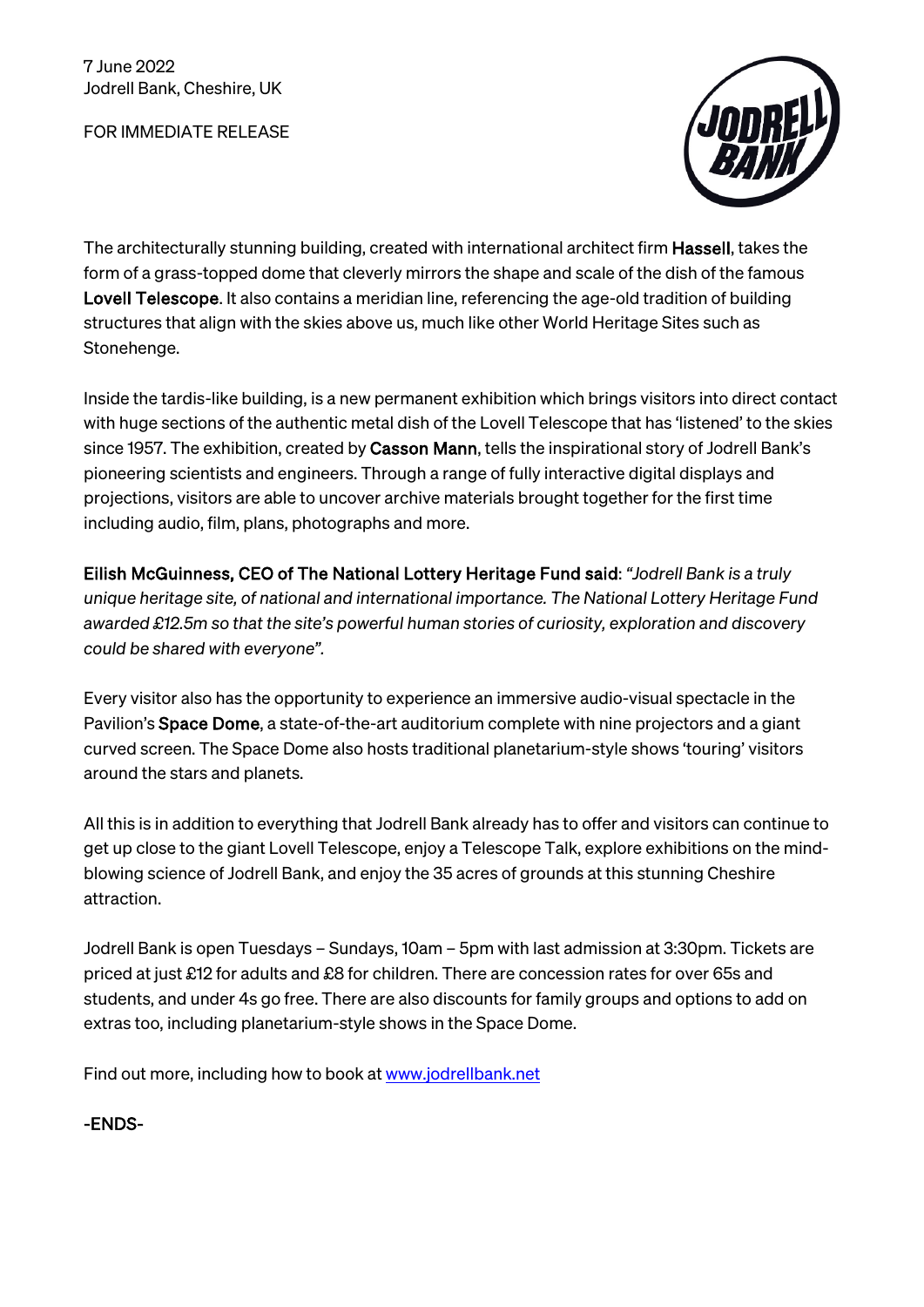7 June 2022
Jodrell Bank, Cheshire, UK

FOR IMMEDIATE RELEASE

The architecturally stunning building, created with international architect firm **Hassell**, takes the form of a grass-topped dome that cleverly mirrors the shape and scale of the dish of the famous **Lovell Telescope**. It also contains a meridian line, referencing the age-old tradition of building structures that align with the skies above us, much like other World Heritage Sites such as Stonehenge.

Inside the tardis-like building, is a new permanent exhibition which brings visitors into direct contact with huge sections of the authentic metal dish of the Lovell Telescope that has 'listened' to the skies since 1957. The exhibition, created by **Casson Mann**, tells the inspirational story of Jodrell Bank's pioneering scientists and engineers. Through a range of fully interactive digital displays and projections, visitors are able to uncover archive materials brought together for the first time including audio, film, plans, photographs and more.

**Eilish McGuinness, CEO of The National Lottery Heritage Fund said**: *"Jodrell Bank is a truly unique heritage site, of national and international importance. The National Lottery Heritage Fund awarded £12.5m so that the site's powerful human stories of curiosity, exploration and discovery could be shared with everyone".*

Every visitor also has the opportunity to experience an immersive audio-visual spectacle in the Pavilion's **Space Dome**, a state-of-the-art auditorium complete with nine projectors and a giant curved screen. The Space Dome also hosts traditional planetarium-style shows 'touring' visitors around the stars and planets.

All this is in addition to everything that Jodrell Bank already has to offer and visitors can continue to get up close to the giant Lovell Telescope, enjoy a Telescope Talk, explore exhibitions on the mind-blowing science of Jodrell Bank, and enjoy the 35 acres of grounds at this stunning Cheshire attraction.

Jodrell Bank is open Tuesdays – Sundays, 10am – 5pm with last admission at 3:30pm. Tickets are priced at just £12 for adults and £8 for children. There are concession rates for over 65s and students, and under 4s go free. There are also discounts for family groups and options to add on extras too, including planetarium-style shows in the Space Dome.

Find out more, including how to book at [www.jodrellbank.net](www.jodrellbank.net)

**-ENDS-**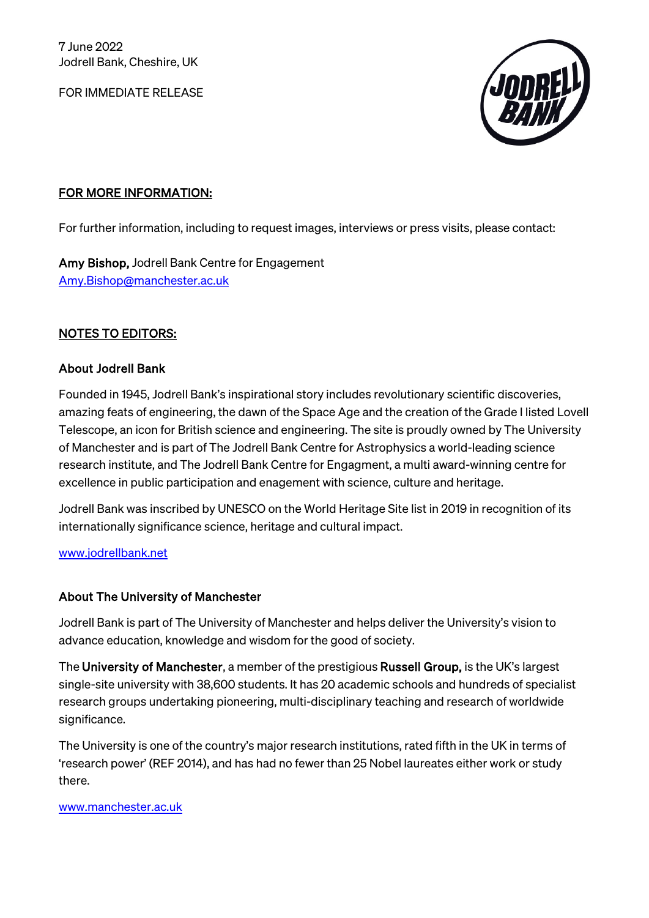7 June 2022
Jodrell Bank, Cheshire, UK

FOR IMMEDIATE RELEASE

## FOR MORE INFORMATION:

For further information, including to request images, interviews or press visits, please contact:

**Amy Bishop,** Jodrell Bank Centre for Engagement
[Amy.Bishop@manchester.ac.uk](mailto:Amy.Bishop@manchester.ac.uk)

## NOTES TO EDITORS:

### About Jodrell Bank

Founded in 1945, Jodrell Bank's inspirational story includes revolutionary scientific discoveries, amazing feats of engineering, the dawn of the Space Age and the creation of the Grade I listed Lovell Telescope, an icon for British science and engineering. The site is proudly owned by The University of Manchester and is part of The Jodrell Bank Centre for Astrophysics a world-leading science research institute, and The Jodrell Bank Centre for Engagment, a multi award-winning centre for excellence in public participation and enagement with science, culture and heritage.

Jodrell Bank was inscribed by UNESCO on the World Heritage Site list in 2019 in recognition of its internationally significance science, heritage and cultural impact.

[www.jodrellbank.net](http://www.jodrellbank.net)

### About The University of Manchester

Jodrell Bank is part of The University of Manchester and helps deliver the University's vision to advance education, knowledge and wisdom for the good of society.

The **University of Manchester**, a member of the prestigious **Russell Group,** is the UK's largest single-site university with 38,600 students. It has 20 academic schools and hundreds of specialist research groups undertaking pioneering, multi-disciplinary teaching and research of worldwide significance.

The University is one of the country's major research institutions, rated fifth in the UK in terms of 'research power' (REF 2014), and has had no fewer than 25 Nobel laureates either work or study there.

[www.manchester.ac.uk](http://www.manchester.ac.uk)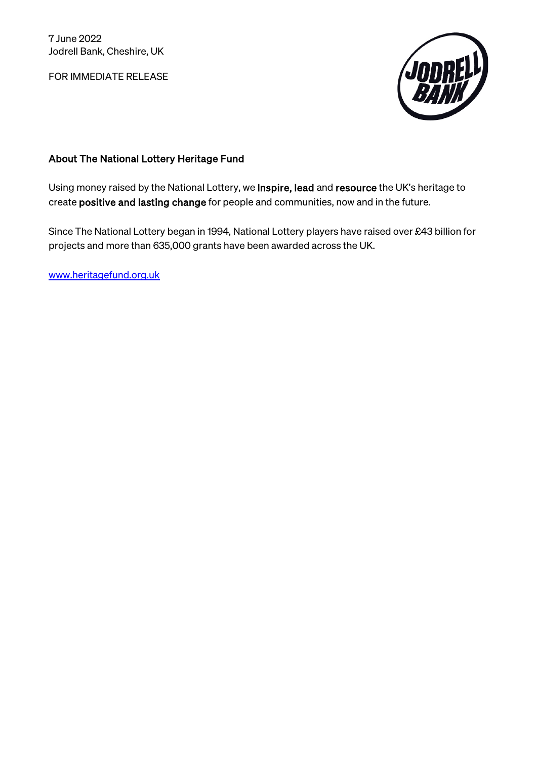7 June 2022
Jodrell Bank, Cheshire, UK

FOR IMMEDIATE RELEASE

## About The National Lottery Heritage Fund

Using money raised by the National Lottery, we **Inspire, lead** and **resource** the UK's heritage to create **positive and lasting change** for people and communities, now and in the future.

Since The National Lottery began in 1994, National Lottery players have raised over £43 billion for projects and more than 635,000 grants have been awarded across the UK.

[www.heritagefund.org.uk](http://www.heritagefund.org.uk)